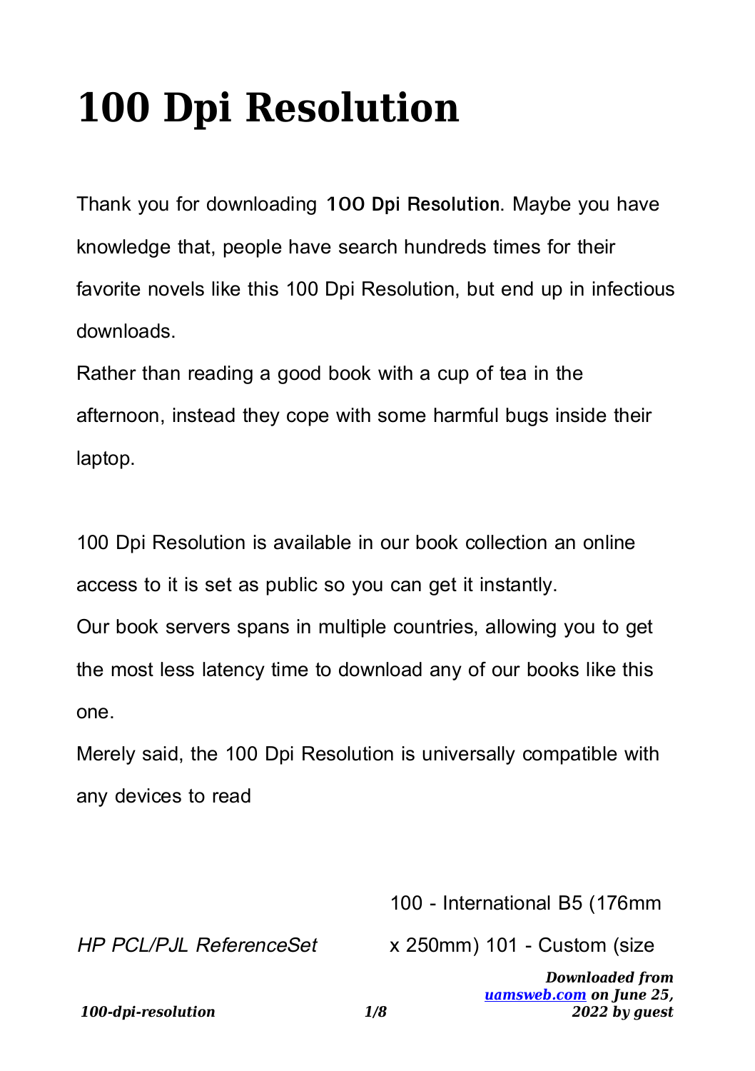# 100 Dpi Resolution

Thank you for downloading **100 Dpi Resolution**. Maybe you have knowledge that, people have search hundreds times for their favorite novels like this 100 Dpi Resolution, but end up in infectious downloads.

Rather than reading a good book with a cup of tea in the afternoon, instead they cope with some harmful bugs inside their laptop.

100 Dpi Resolution is available in our book collection an online access to it is set as public so you can get it instantly.

Our book servers spans in multiple countries, allowing you to get the most less latency time to download any of our books like this one.

Merely said, the 100 Dpi Resolution is universally compatible with any devices to read

*HP PCL/PJL ReferenceSet*

100 - International B5 (176mm x 250mm) 101 - Custom (size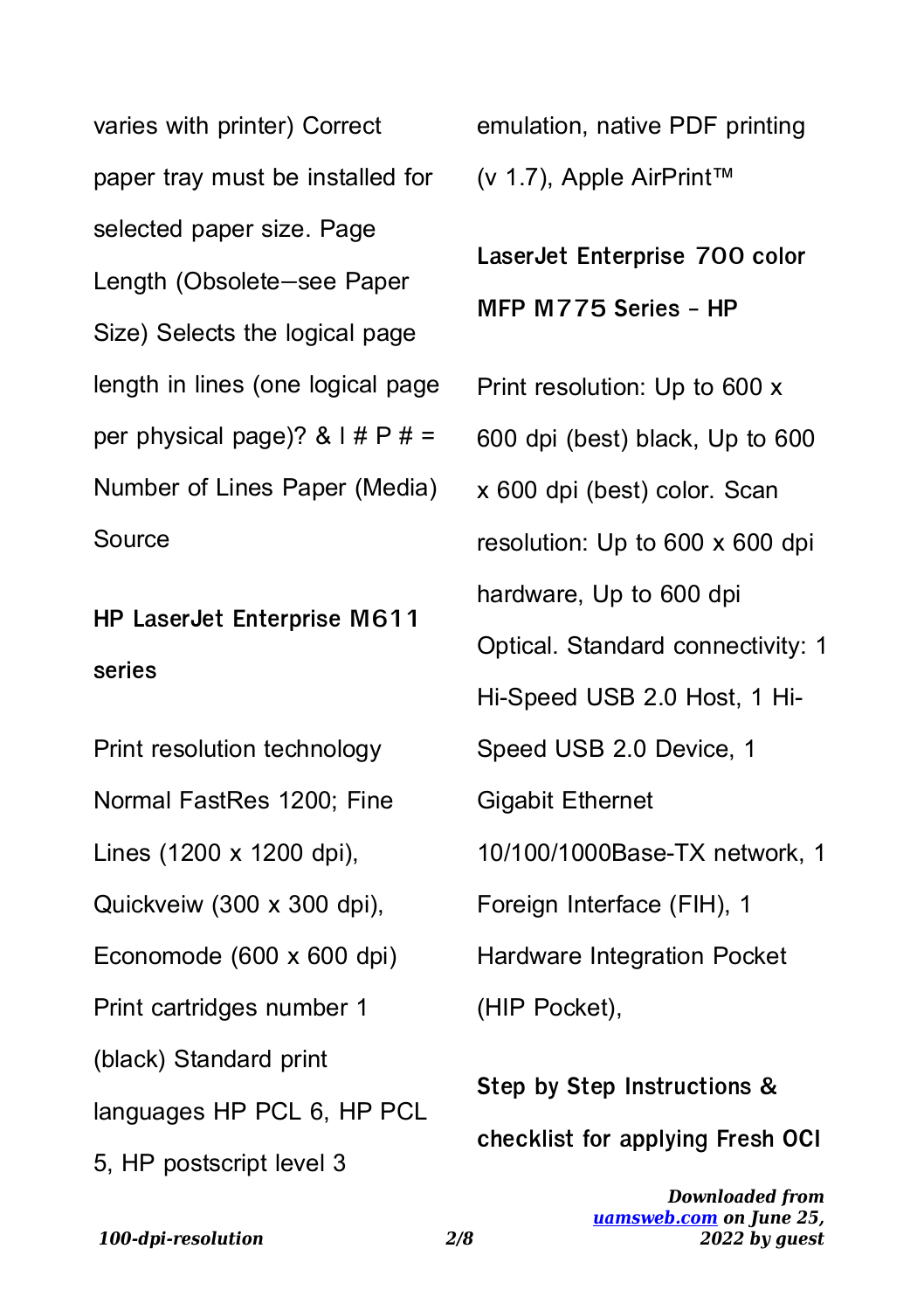varies with printer) Correct paper tray must be installed for selected paper size. Page Length (Obsolete—see Paper Size) Selects the logical page length in lines (one logical page per physical page)? & l # P # = Number of Lines Paper (Media) Source

**HP LaserJet Enterprise M611 series**

Print resolution technology Normal FastRes 1200; Fine Lines (1200 x 1200 dpi), Quickveiw (300 x 300 dpi), Economode (600 x 600 dpi) Print cartridges number 1 (black) Standard print languages HP PCL 6, HP PCL 5, HP postscript level 3 emulation, native PDF printing (v 1.7), Apple AirPrint™

**LaserJet Enterprise 700 color MFP M775 Series - HP**

Print resolution: Up to 600 x 600 dpi (best) black, Up to 600 x 600 dpi (best) color. Scan resolution: Up to 600 x 600 dpi hardware, Up to 600 dpi Optical. Standard connectivity: 1 Hi-Speed USB 2.0 Host, 1 Hi-Speed USB 2.0 Device, 1 Gigabit Ethernet 10/100/1000Base-TX network, 1 Foreign Interface (FIH), 1 Hardware Integration Pocket (HIP Pocket),

**Step by Step Instructions & checklist for applying Fresh OCI**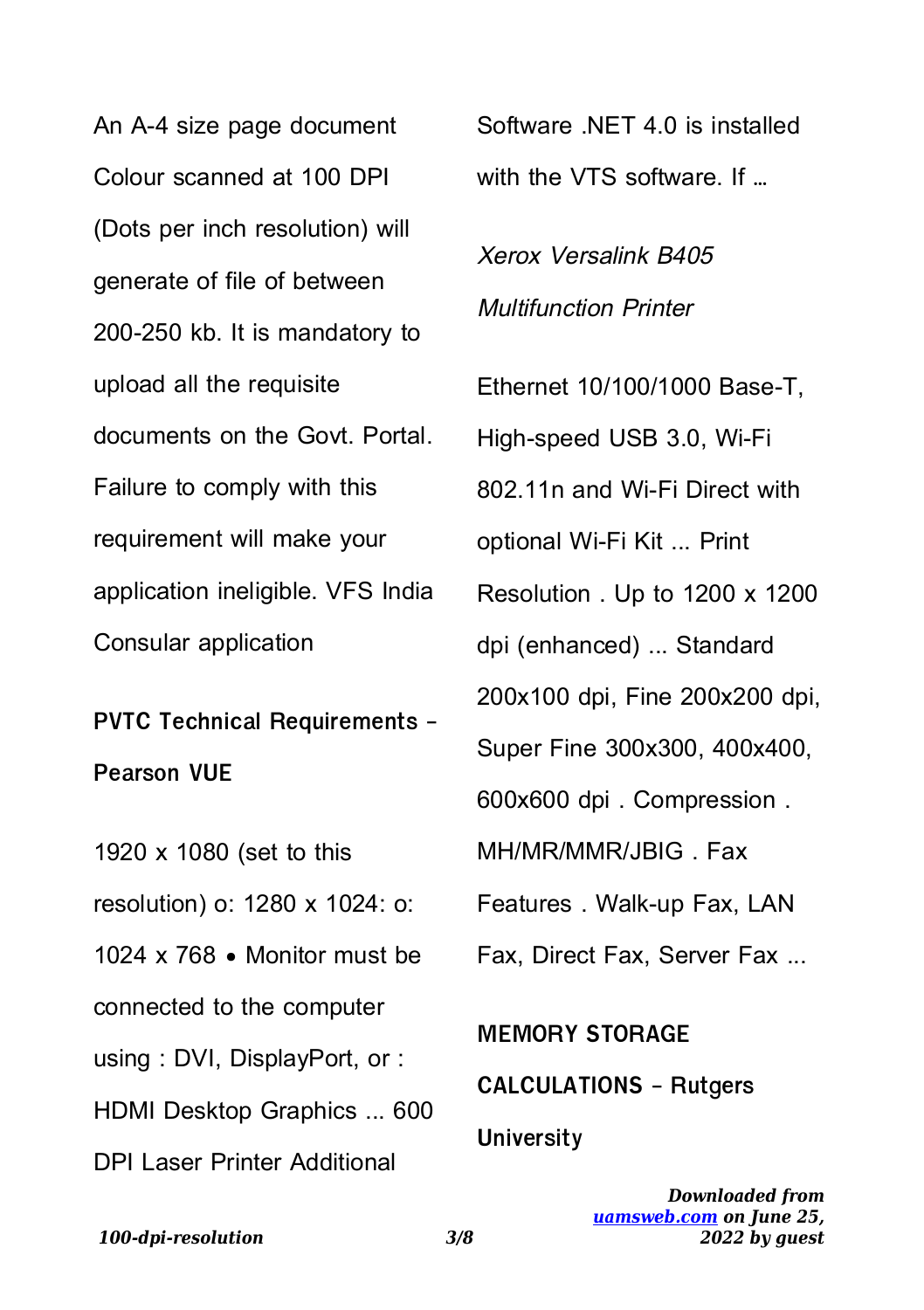An A-4 size page document Colour scanned at 100 DPI (Dots per inch resolution) will generate of file of between 200-250 kb. It is mandatory to upload all the requisite documents on the Govt. Portal. Failure to comply with this requirement will make your application ineligible. VFS India Consular application

**PVTC Technical Requirements - Pearson VUE**

1920 x 1080 (set to this resolution) o: 1280 x 1024: o: 1024 x 768 • Monitor must be connected to the computer using : DVI, DisplayPort, or : HDMI Desktop Graphics ... 600 DPI Laser Printer Additional Software .NET 4.0 is installed with the VTS software. If …

*Xerox Versalink B405 Multifunction Printer*

Ethernet 10/100/1000 Base-T, High-speed USB 3.0, Wi-Fi 802.11n and Wi-Fi Direct with optional Wi-Fi Kit ... Print Resolution . Up to 1200 x 1200 dpi (enhanced) ... Standard 200x100 dpi, Fine 200x200 dpi, Super Fine 300x300, 400x400, 600x600 dpi . Compression . MH/MR/MMR/JBIG . Fax Features . Walk-up Fax, LAN Fax, Direct Fax, Server Fax ...

**MEMORY STORAGE CALCULATIONS - Rutgers University**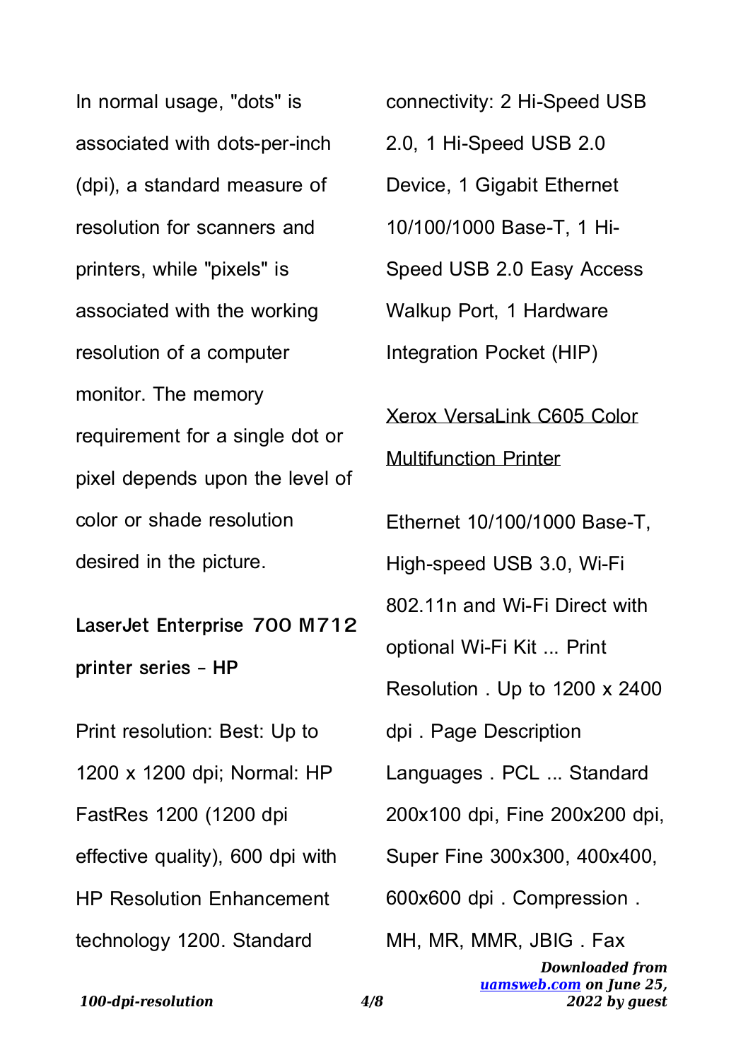In normal usage, "dots" is associated with dots-per-inch (dpi), a standard measure of resolution for scanners and printers, while "pixels" is associated with the working resolution of a computer monitor. The memory requirement for a single dot or pixel depends upon the level of color or shade resolution desired in the picture.

**LaserJet Enterprise 700 M712 printer series - HP**

Print resolution: Best: Up to 1200 x 1200 dpi; Normal: HP FastRes 1200 (1200 dpi effective quality), 600 dpi with HP Resolution Enhancement technology 1200. Standard connectivity: 2 Hi-Speed USB 2.0, 1 Hi-Speed USB 2.0 Device, 1 Gigabit Ethernet 10/100/1000 Base-T, 1 Hi-Speed USB 2.0 Easy Access Walkup Port, 1 Hardware Integration Pocket (HIP)

Xerox VersaLink C605 Color Multifunction Printer

Ethernet 10/100/1000 Base-T, High-speed USB 3.0, Wi-Fi 802.11n and Wi-Fi Direct with optional Wi-Fi Kit ... Print Resolution . Up to 1200 x 2400 dpi . Page Description Languages . PCL ... Standard 200x100 dpi, Fine 200x200 dpi, Super Fine 300x300, 400x400, 600x600 dpi . Compression . MH, MR, MMR, JBIG . Fax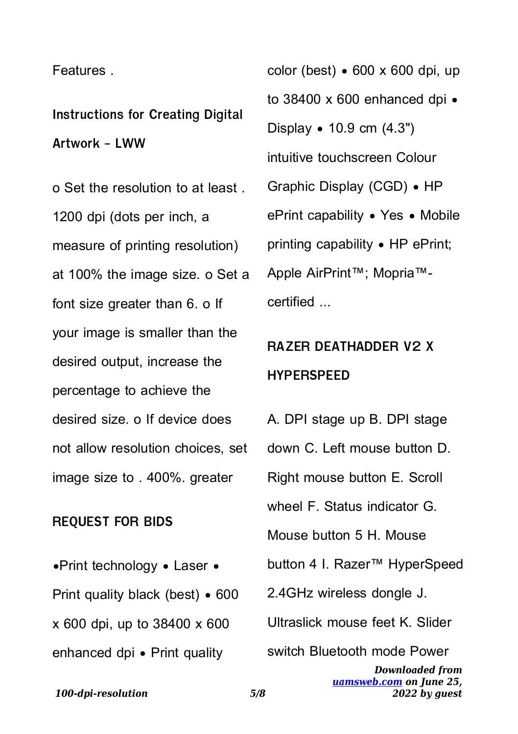Features .

## Instructions for Creating Digital Artwork - LWW

o Set the resolution to at least . 1200 dpi (dots per inch, a measure of printing resolution) at 100% the image size. o Set a font size greater than 6. o If your image is smaller than the desired output, increase the percentage to achieve the desired size. o If device does not allow resolution choices, set image size to . 400%. greater

## REQUEST FOR BIDS

•Print technology • Laser • Print quality black (best) • 600 x 600 dpi, up to 38400 x 600 enhanced dpi • Print quality color (best) • 600 x 600 dpi, up to 38400 x 600 enhanced dpi • Display • 10.9 cm (4.3") intuitive touchscreen Colour Graphic Display (CGD) • HP ePrint capability • Yes • Mobile printing capability • HP ePrint; Apple AirPrint™; Mopria™-certified ...

## RAZER DEATHADDER V2 X HYPERSPEED

A. DPI stage up B. DPI stage down C. Left mouse button D. Right mouse button E. Scroll wheel F. Status indicator G. Mouse button 5 H. Mouse button 4 I. Razer™ HyperSpeed 2.4GHz wireless dongle J. Ultraslick mouse feet K. Slider switch Bluetooth mode Power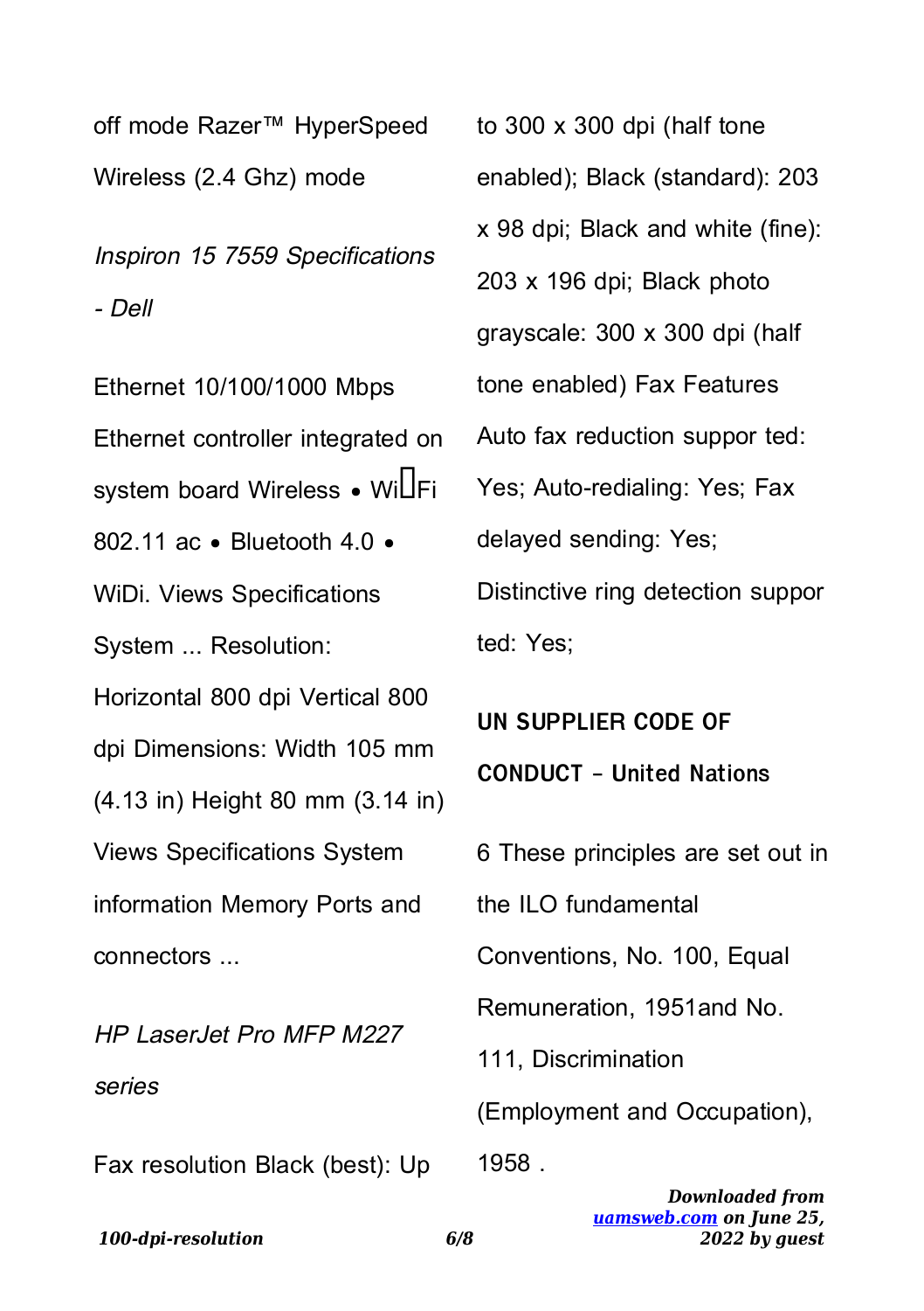off mode Razer™ HyperSpeed Wireless (2.4 Ghz) mode

*Inspiron 15 7559 Specifications - Dell*

Ethernet 10/100/1000 Mbps Ethernet controller integrated on system board Wireless • Wi Fi 802.11 ac • Bluetooth 4.0 • WiDi. Views Specifications System ... Resolution: Horizontal 800 dpi Vertical 800 dpi Dimensions: Width 105 mm (4.13 in) Height 80 mm (3.14 in) Views Specifications System information Memory Ports and connectors ...

*HP LaserJet Pro MFP M227 series*

Fax resolution Black (best): Up to 300 x 300 dpi (half tone enabled); Black (standard): 203 x 98 dpi; Black and white (fine): 203 x 196 dpi; Black photo grayscale: 300 x 300 dpi (half tone enabled) Fax Features Auto fax reduction suppor ted: Yes; Auto-redialing: Yes; Fax delayed sending: Yes; Distinctive ring detection suppor ted: Yes;

**UN SUPPLIER CODE OF CONDUCT – United Nations**

6 These principles are set out in the ILO fundamental Conventions, No. 100, Equal Remuneration, 1951and No. 111, Discrimination (Employment and Occupation), 1958 .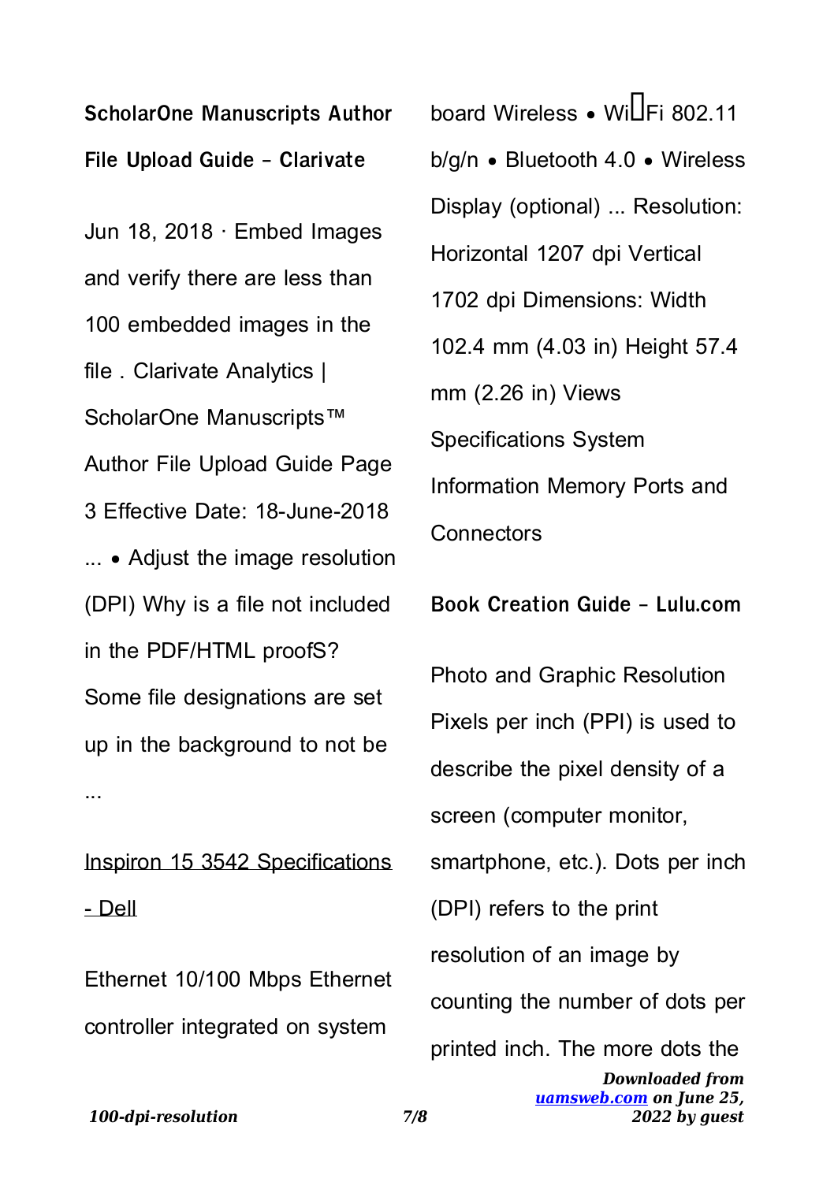**ScholarOne Manuscripts Author File Upload Guide - Clarivate**

Jun 18, 2018 · Embed Images and verify there are less than 100 embedded images in the file . Clarivate Analytics | ScholarOne Manuscripts™ Author File Upload Guide Page 3 Effective Date: 18-June-2018 ... • Adjust the image resolution (DPI) Why is a file not included in the PDF/HTML proofS? Some file designations are set up in the background to not be ...

Inspiron 15 3542 Specifications - Dell

Ethernet 10/100 Mbps Ethernet controller integrated on system board Wireless • Wi‐Fi 802.11 b/g/n • Bluetooth 4.0 • Wireless Display (optional) ... Resolution: Horizontal 1207 dpi Vertical 1702 dpi Dimensions: Width 102.4 mm (4.03 in) Height 57.4 mm (2.26 in) Views Specifications System Information Memory Ports and Connectors

**Book Creation Guide - Lulu.com**

Photo and Graphic Resolution Pixels per inch (PPI) is used to describe the pixel density of a screen (computer monitor, smartphone, etc.). Dots per inch (DPI) refers to the print resolution of an image by counting the number of dots per printed inch. The more dots the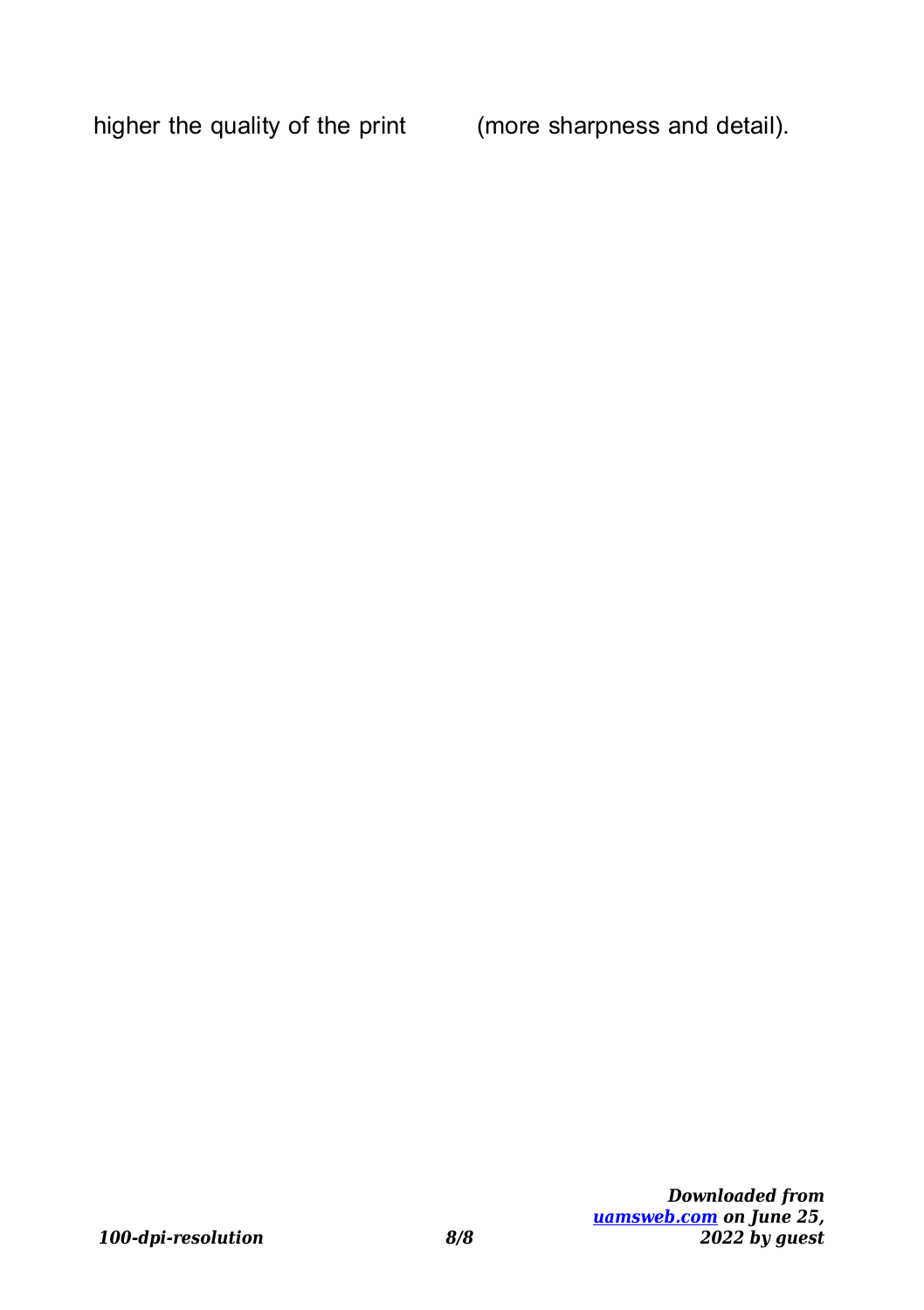higher the quality of the print (more sharpness and detail).